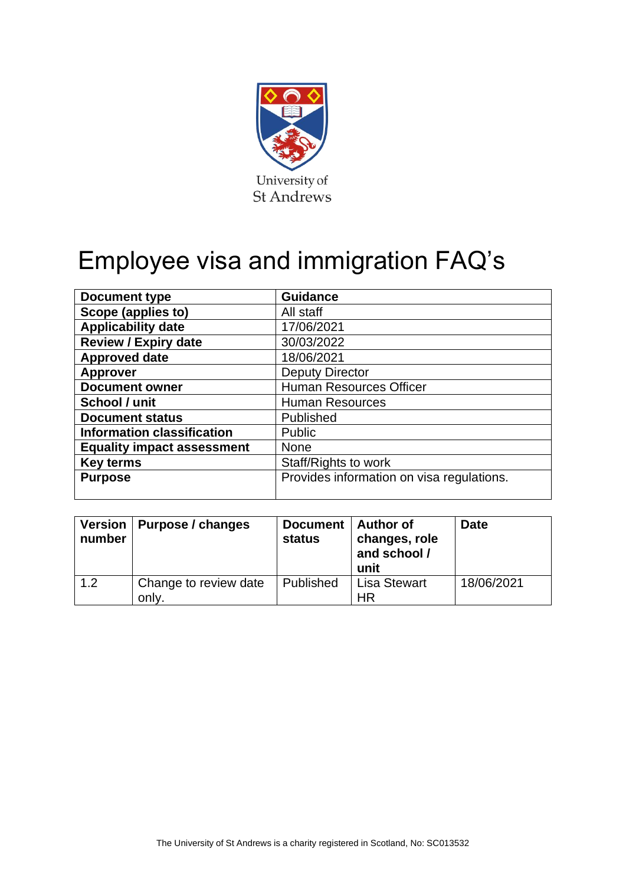University of
St Andrews

# Employee visa and immigration FAQ's

| Document type | Guidance |
|---|---|
| Scope (applies to) | All staff |
| Applicability date | 17/06/2021 |
| Review / Expiry date | 30/03/2022 |
| Approved date | 18/06/2021 |
| Approver | Deputy Director |
| Document owner | Human Resources Officer |
| School / unit | Human Resources |
| Document status | Published |
| Information classification | Public |
| Equality impact assessment | None |
| Key terms | Staff/Rights to work |
| Purpose | Provides information on visa regulations. |

| Version number | Purpose / changes | Document status | Author of changes, role and school / unit | Date |
|---|---|---|---|---|
| 1.2 | Change to review date only. | Published | Lisa Stewart HR | 18/06/2021 |

The University of St Andrews is a charity registered in Scotland, No: SC013532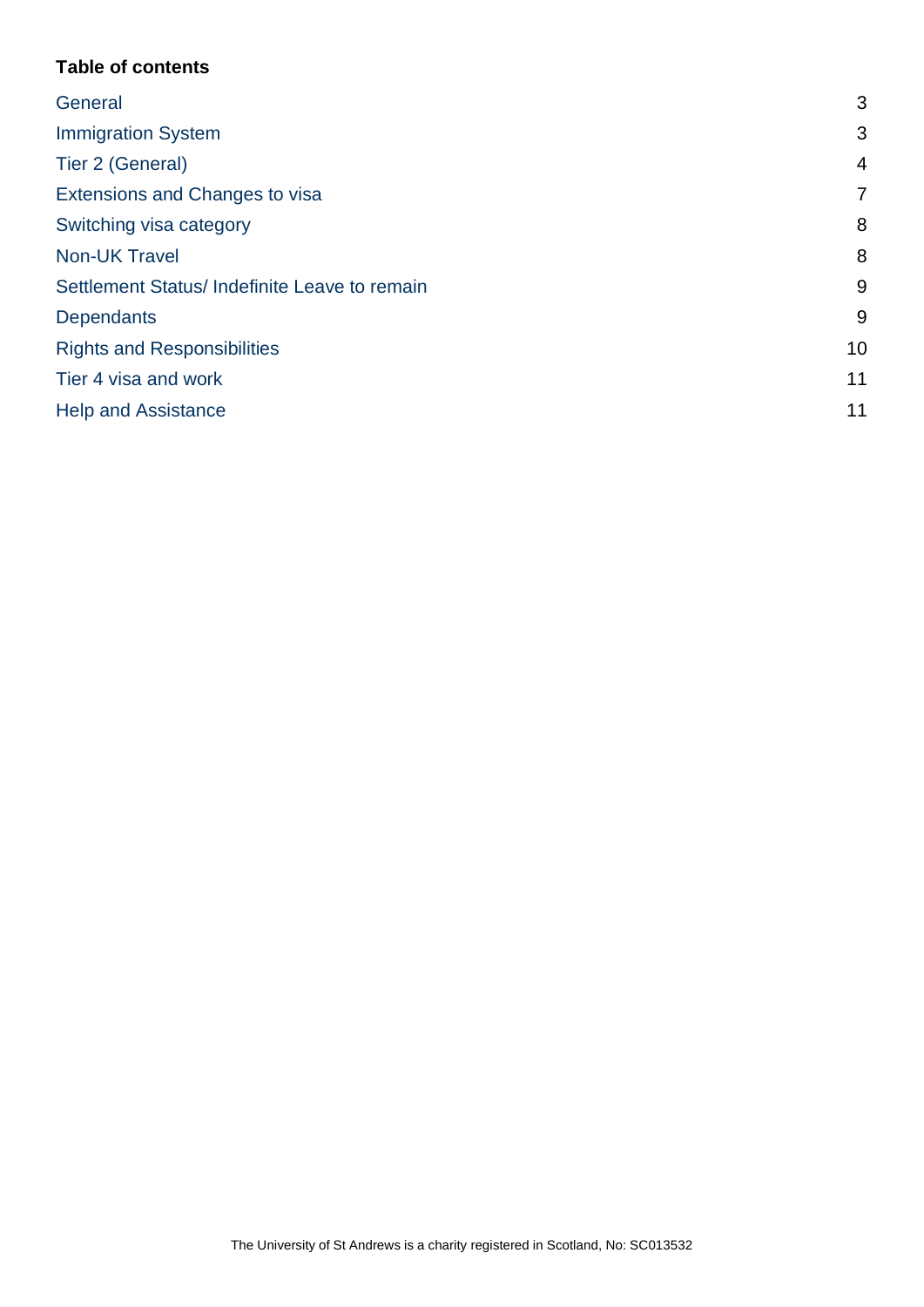**Table of contents**

| | |
|---|---|
| General | 3 |
| Immigration System | 3 |
| Tier 2 (General) | 4 |
| Extensions and Changes to visa | 7 |
| Switching visa category | 8 |
| Non-UK Travel | 8 |
| Settlement Status/ Indefinite Leave to remain | 9 |
| Dependants | 9 |
| Rights and Responsibilities | 10 |
| Tier 4 visa and work | 11 |
| Help and Assistance | 11 |

The University of St Andrews is a charity registered in Scotland, No: SC013532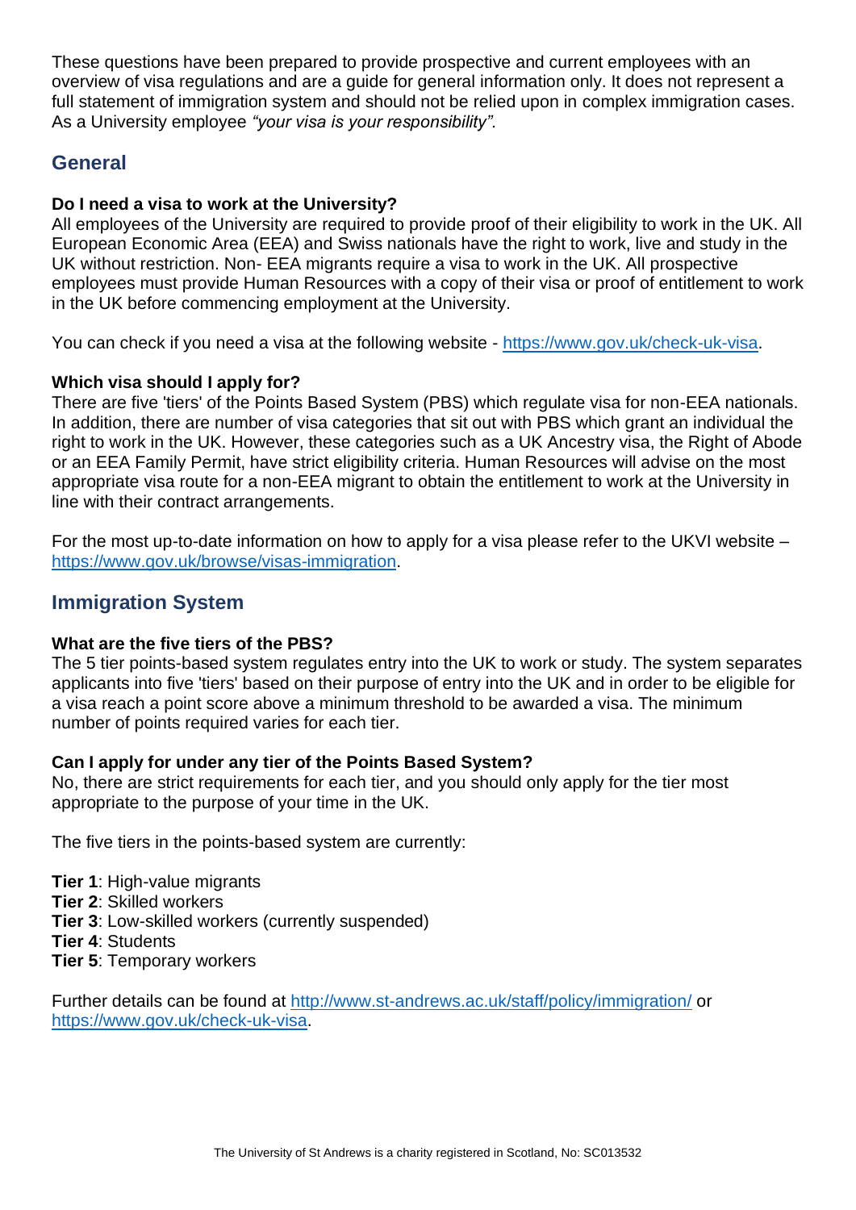These questions have been prepared to provide prospective and current employees with an overview of visa regulations and are a guide for general information only. It does not represent a full statement of immigration system and should not be relied upon in complex immigration cases. As a University employee *"your visa is your responsibility".*

## General

**Do I need a visa to work at the University?**
All employees of the University are required to provide proof of their eligibility to work in the UK. All European Economic Area (EEA) and Swiss nationals have the right to work, live and study in the UK without restriction. Non- EEA migrants require a visa to work in the UK. All prospective employees must provide Human Resources with a copy of their visa or proof of entitlement to work in the UK before commencing employment at the University.

You can check if you need a visa at the following website - [https://www.gov.uk/check-uk-visa](https://www.gov.uk/check-uk-visa).

**Which visa should I apply for?**
There are five 'tiers' of the Points Based System (PBS) which regulate visa for non-EEA nationals. In addition, there are number of visa categories that sit out with PBS which grant an individual the right to work in the UK. However, these categories such as a UK Ancestry visa, the Right of Abode or an EEA Family Permit, have strict eligibility criteria. Human Resources will advise on the most appropriate visa route for a non-EEA migrant to obtain the entitlement to work at the University in line with their contract arrangements.

For the most up-to-date information on how to apply for a visa please refer to the UKVI website – [https://www.gov.uk/browse/visas-immigration](https://www.gov.uk/browse/visas-immigration).

## Immigration System

**What are the five tiers of the PBS?**
The 5 tier points-based system regulates entry into the UK to work or study. The system separates applicants into five 'tiers' based on their purpose of entry into the UK and in order to be eligible for a visa reach a point score above a minimum threshold to be awarded a visa. The minimum number of points required varies for each tier.

**Can I apply for under any tier of the Points Based System?**
No, there are strict requirements for each tier, and you should only apply for the tier most appropriate to the purpose of your time in the UK.

The five tiers in the points-based system are currently:

**Tier 1**: High-value migrants
**Tier 2**: Skilled workers
**Tier 3**: Low-skilled workers (currently suspended)
**Tier 4**: Students
**Tier 5**: Temporary workers

Further details can be found at [http://www.st-andrews.ac.uk/staff/policy/immigration/](http://www.st-andrews.ac.uk/staff/policy/immigration/) or [https://www.gov.uk/check-uk-visa](https://www.gov.uk/check-uk-visa).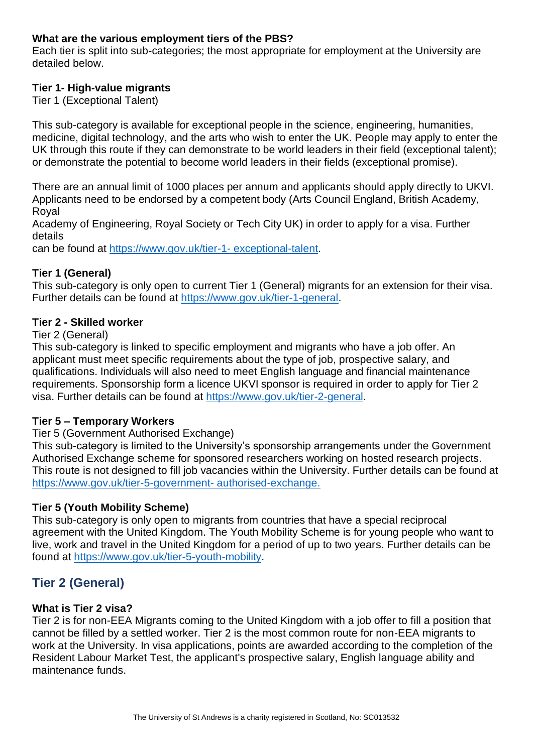**What are the various employment tiers of the PBS?**
Each tier is split into sub-categories; the most appropriate for employment at the University are detailed below.

**Tier 1- High-value migrants**
Tier 1 (Exceptional Talent)

This sub-category is available for exceptional people in the science, engineering, humanities, medicine, digital technology, and the arts who wish to enter the UK. People may apply to enter the UK through this route if they can demonstrate to be world leaders in their field (exceptional talent); or demonstrate the potential to become world leaders in their fields (exceptional promise).

There are an annual limit of 1000 places per annum and applicants should apply directly to UKVI. Applicants need to be endorsed by a competent body (Arts Council England, British Academy, Royal Academy of Engineering, Royal Society or Tech City UK) in order to apply for a visa. Further details can be found at https://www.gov.uk/tier-1- exceptional-talent.

**Tier 1 (General)**
This sub-category is only open to current Tier 1 (General) migrants for an extension for their visa. Further details can be found at https://www.gov.uk/tier-1-general.

**Tier 2 - Skilled worker**
Tier 2 (General)
This sub-category is linked to specific employment and migrants who have a job offer. An applicant must meet specific requirements about the type of job, prospective salary, and qualifications. Individuals will also need to meet English language and financial maintenance requirements. Sponsorship form a licence UKVI sponsor is required in order to apply for Tier 2 visa. Further details can be found at https://www.gov.uk/tier-2-general.

**Tier 5 – Temporary Workers**
Tier 5 (Government Authorised Exchange)
This sub-category is limited to the University's sponsorship arrangements under the Government Authorised Exchange scheme for sponsored researchers working on hosted research projects. This route is not designed to fill job vacancies within the University. Further details can be found at https://www.gov.uk/tier-5-government- authorised-exchange.

**Tier 5 (Youth Mobility Scheme)**
This sub-category is only open to migrants from countries that have a special reciprocal agreement with the United Kingdom. The Youth Mobility Scheme is for young people who want to live, work and travel in the United Kingdom for a period of up to two years. Further details can be found at https://www.gov.uk/tier-5-youth-mobility.

## Tier 2 (General)

**What is Tier 2 visa?**
Tier 2 is for non-EEA Migrants coming to the United Kingdom with a job offer to fill a position that cannot be filled by a settled worker. Tier 2 is the most common route for non-EEA migrants to work at the University. In visa applications, points are awarded according to the completion of the Resident Labour Market Test, the applicant's prospective salary, English language ability and maintenance funds.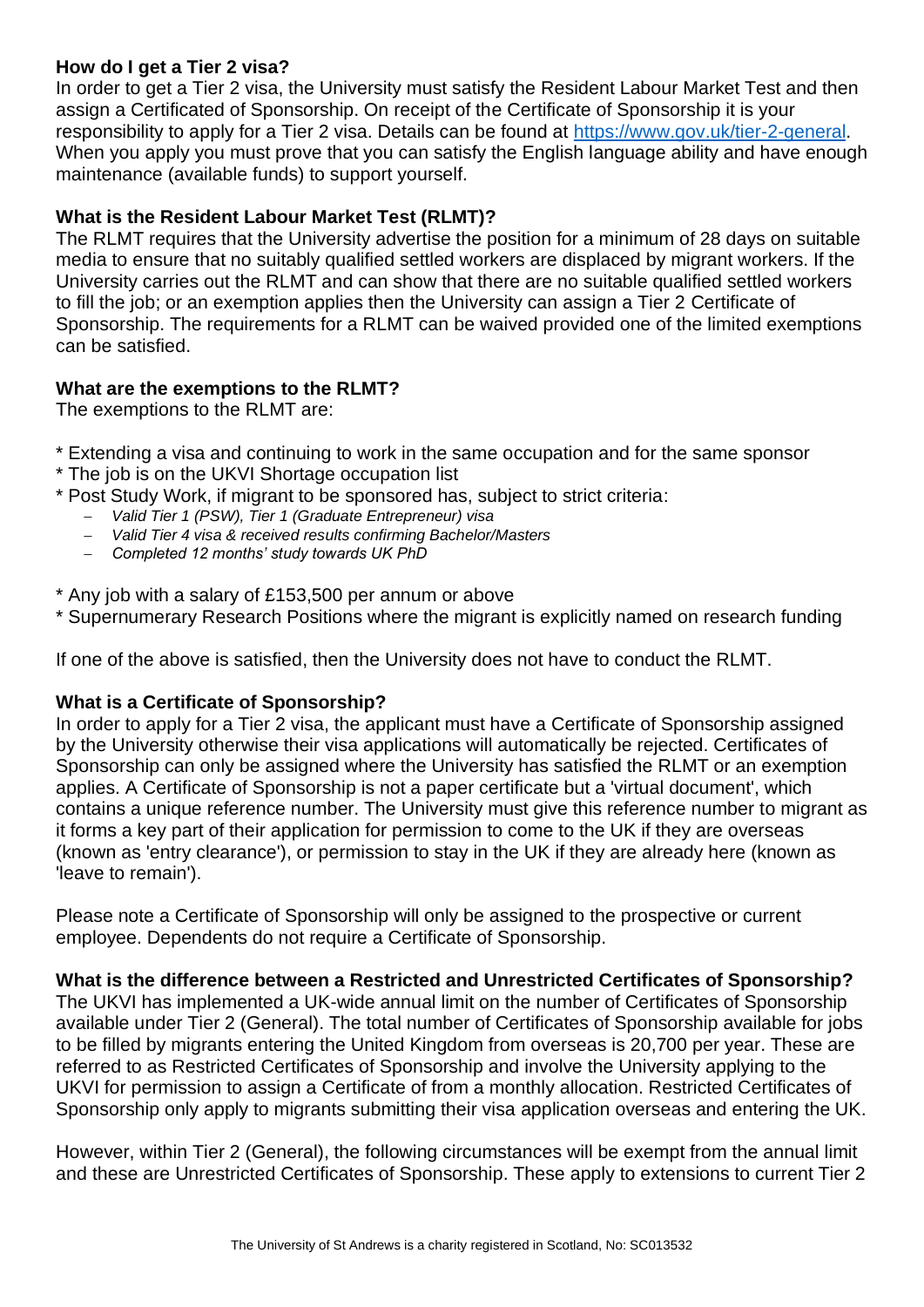**How do I get a Tier 2 visa?**

In order to get a Tier 2 visa, the University must satisfy the Resident Labour Market Test and then assign a Certificated of Sponsorship. On receipt of the Certificate of Sponsorship it is your responsibility to apply for a Tier 2 visa. Details can be found at [https://www.gov.uk/tier-2-general](https://www.gov.uk/tier-2-general). When you apply you must prove that you can satisfy the English language ability and have enough maintenance (available funds) to support yourself.

**What is the Resident Labour Market Test (RLMT)?**

The RLMT requires that the University advertise the position for a minimum of 28 days on suitable media to ensure that no suitably qualified settled workers are displaced by migrant workers. If the University carries out the RLMT and can show that there are no suitable qualified settled workers to fill the job; or an exemption applies then the University can assign a Tier 2 Certificate of Sponsorship. The requirements for a RLMT can be waived provided one of the limited exemptions can be satisfied.

**What are the exemptions to the RLMT?**

The exemptions to the RLMT are:

* Extending a visa and continuing to work in the same occupation and for the same sponsor
* The job is on the UKVI Shortage occupation list
* Post Study Work, if migrant to be sponsored has, subject to strict criteria:
  - *Valid Tier 1 (PSW), Tier 1 (Graduate Entrepreneur) visa*
  - *Valid Tier 4 visa & received results confirming Bachelor/Masters*
  - *Completed 12 months' study towards UK PhD*
* Any job with a salary of £153,500 per annum or above
* Supernumerary Research Positions where the migrant is explicitly named on research funding

If one of the above is satisfied, then the University does not have to conduct the RLMT.

**What is a Certificate of Sponsorship?**

In order to apply for a Tier 2 visa, the applicant must have a Certificate of Sponsorship assigned by the University otherwise their visa applications will automatically be rejected. Certificates of Sponsorship can only be assigned where the University has satisfied the RLMT or an exemption applies. A Certificate of Sponsorship is not a paper certificate but a 'virtual document', which contains a unique reference number. The University must give this reference number to migrant as it forms a key part of their application for permission to come to the UK if they are overseas (known as 'entry clearance'), or permission to stay in the UK if they are already here (known as 'leave to remain').

Please note a Certificate of Sponsorship will only be assigned to the prospective or current employee. Dependents do not require a Certificate of Sponsorship.

**What is the difference between a Restricted and Unrestricted Certificates of Sponsorship?**

The UKVI has implemented a UK-wide annual limit on the number of Certificates of Sponsorship available under Tier 2 (General). The total number of Certificates of Sponsorship available for jobs to be filled by migrants entering the United Kingdom from overseas is 20,700 per year. These are referred to as Restricted Certificates of Sponsorship and involve the University applying to the UKVI for permission to assign a Certificate of from a monthly allocation. Restricted Certificates of Sponsorship only apply to migrants submitting their visa application overseas and entering the UK.

However, within Tier 2 (General), the following circumstances will be exempt from the annual limit and these are Unrestricted Certificates of Sponsorship. These apply to extensions to current Tier 2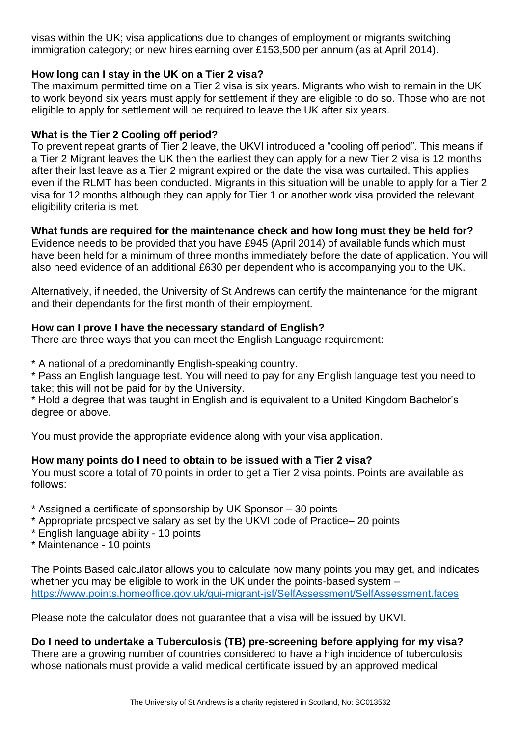visas within the UK; visa applications due to changes of employment or migrants switching immigration category; or new hires earning over £153,500 per annum (as at April 2014).

**How long can I stay in the UK on a Tier 2 visa?**

The maximum permitted time on a Tier 2 visa is six years. Migrants who wish to remain in the UK to work beyond six years must apply for settlement if they are eligible to do so. Those who are not eligible to apply for settlement will be required to leave the UK after six years.

**What is the Tier 2 Cooling off period?**

To prevent repeat grants of Tier 2 leave, the UKVI introduced a "cooling off period". This means if a Tier 2 Migrant leaves the UK then the earliest they can apply for a new Tier 2 visa is 12 months after their last leave as a Tier 2 migrant expired or the date the visa was curtailed. This applies even if the RLMT has been conducted. Migrants in this situation will be unable to apply for a Tier 2 visa for 12 months although they can apply for Tier 1 or another work visa provided the relevant eligibility criteria is met.

**What funds are required for the maintenance check and how long must they be held for?**

Evidence needs to be provided that you have £945 (April 2014) of available funds which must have been held for a minimum of three months immediately before the date of application. You will also need evidence of an additional £630 per dependent who is accompanying you to the UK.

Alternatively, if needed, the University of St Andrews can certify the maintenance for the migrant and their dependants for the first month of their employment.

**How can I prove I have the necessary standard of English?**

There are three ways that you can meet the English Language requirement:

* A national of a predominantly English-speaking country.
* Pass an English language test. You will need to pay for any English language test you need to take; this will not be paid for by the University.
* Hold a degree that was taught in English and is equivalent to a United Kingdom Bachelor's degree or above.

You must provide the appropriate evidence along with your visa application.

**How many points do I need to obtain to be issued with a Tier 2 visa?**

You must score a total of 70 points in order to get a Tier 2 visa points. Points are available as follows:

* Assigned a certificate of sponsorship by UK Sponsor – 30 points
* Appropriate prospective salary as set by the UKVI code of Practice– 20 points
* English language ability - 10 points
* Maintenance - 10 points

The Points Based calculator allows you to calculate how many points you may get, and indicates whether you may be eligible to work in the UK under the points-based system – https://www.points.homeoffice.gov.uk/gui-migrant-jsf/SelfAssessment/SelfAssessment.faces

Please note the calculator does not guarantee that a visa will be issued by UKVI.

**Do I need to undertake a Tuberculosis (TB) pre-screening before applying for my visa?**

There are a growing number of countries considered to have a high incidence of tuberculosis whose nationals must provide a valid medical certificate issued by an approved medical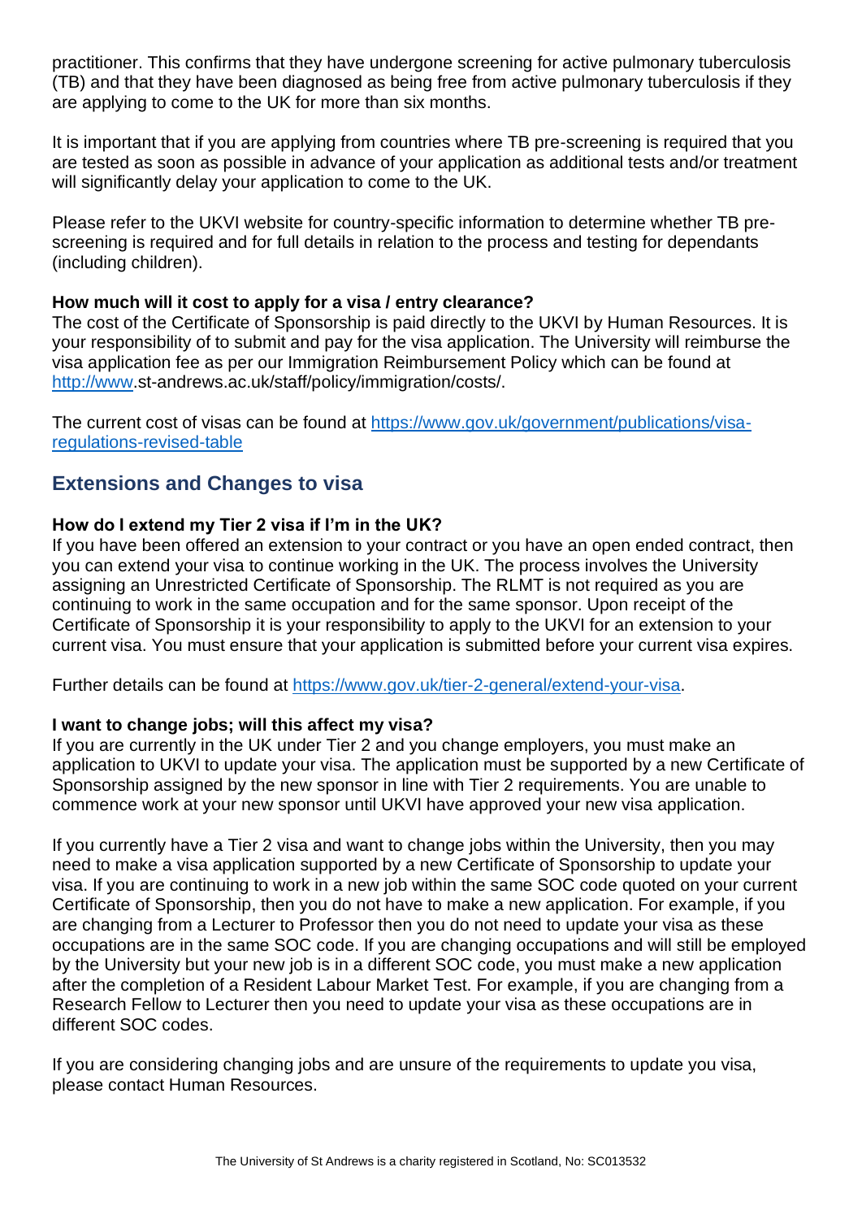practitioner. This confirms that they have undergone screening for active pulmonary tuberculosis (TB) and that they have been diagnosed as being free from active pulmonary tuberculosis if they are applying to come to the UK for more than six months.

It is important that if you are applying from countries where TB pre-screening is required that you are tested as soon as possible in advance of your application as additional tests and/or treatment will significantly delay your application to come to the UK.

Please refer to the UKVI website for country-specific information to determine whether TB pre-screening is required and for full details in relation to the process and testing for dependants (including children).

**How much will it cost to apply for a visa / entry clearance?**
The cost of the Certificate of Sponsorship is paid directly to the UKVI by Human Resources. It is your responsibility of to submit and pay for the visa application. The University will reimburse the visa application fee as per our Immigration Reimbursement Policy which can be found at http://www.st-andrews.ac.uk/staff/policy/immigration/costs/.

The current cost of visas can be found at https://www.gov.uk/government/publications/visa-regulations-revised-table

## Extensions and Changes to visa

**How do I extend my Tier 2 visa if I'm in the UK?**
If you have been offered an extension to your contract or you have an open ended contract, then you can extend your visa to continue working in the UK. The process involves the University assigning an Unrestricted Certificate of Sponsorship. The RLMT is not required as you are continuing to work in the same occupation and for the same sponsor. Upon receipt of the Certificate of Sponsorship it is your responsibility to apply to the UKVI for an extension to your current visa. You must ensure that your application is submitted before your current visa expires.

Further details can be found at https://www.gov.uk/tier-2-general/extend-your-visa.

**I want to change jobs; will this affect my visa?**
If you are currently in the UK under Tier 2 and you change employers, you must make an application to UKVI to update your visa. The application must be supported by a new Certificate of Sponsorship assigned by the new sponsor in line with Tier 2 requirements. You are unable to commence work at your new sponsor until UKVI have approved your new visa application.

If you currently have a Tier 2 visa and want to change jobs within the University, then you may need to make a visa application supported by a new Certificate of Sponsorship to update your visa. If you are continuing to work in a new job within the same SOC code quoted on your current Certificate of Sponsorship, then you do not have to make a new application. For example, if you are changing from a Lecturer to Professor then you do not need to update your visa as these occupations are in the same SOC code. If you are changing occupations and will still be employed by the University but your new job is in a different SOC code, you must make a new application after the completion of a Resident Labour Market Test. For example, if you are changing from a Research Fellow to Lecturer then you need to update your visa as these occupations are in different SOC codes.

If you are considering changing jobs and are unsure of the requirements to update you visa, please contact Human Resources.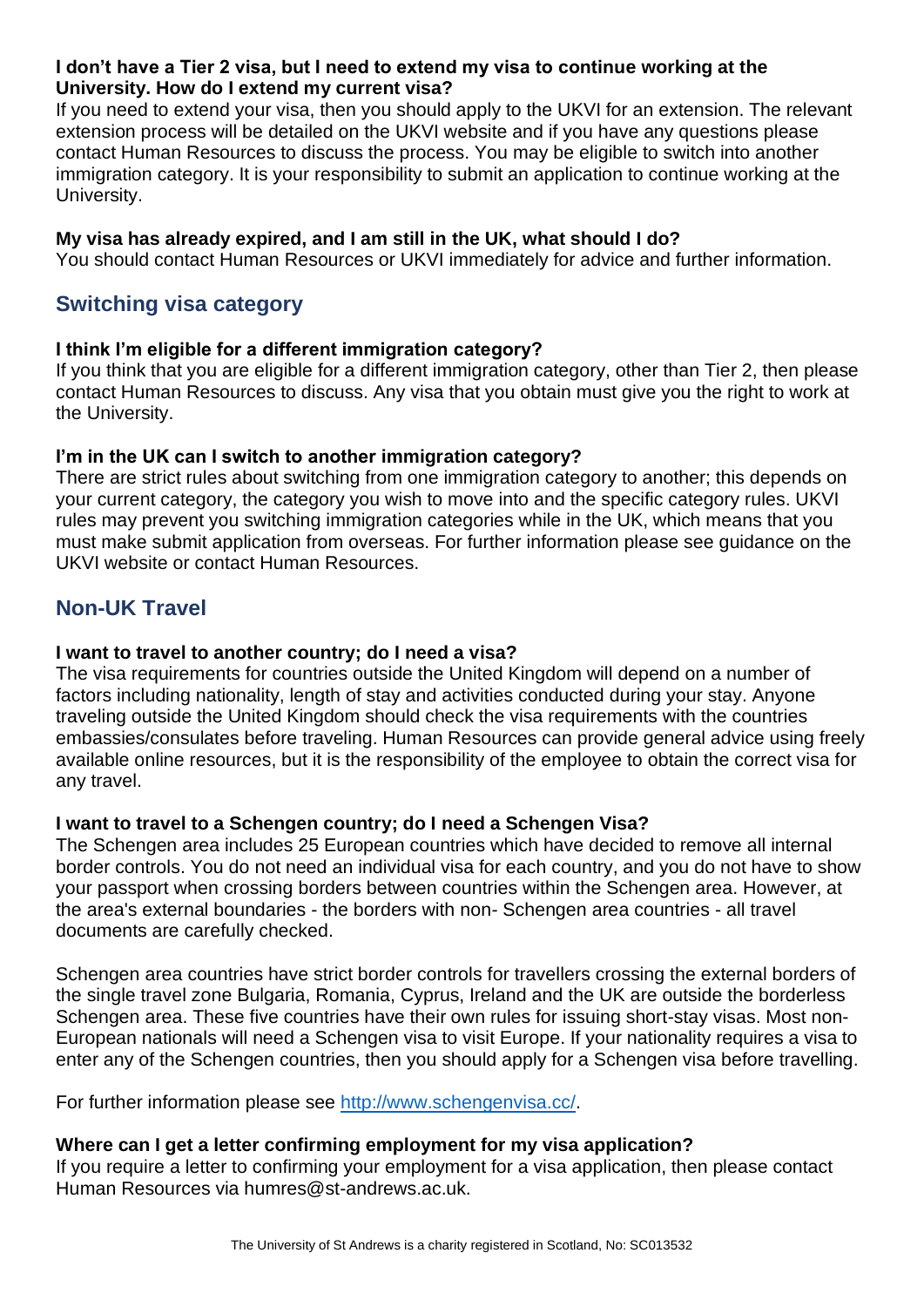**I don't have a Tier 2 visa, but I need to extend my visa to continue working at the University. How do I extend my current visa?**

If you need to extend your visa, then you should apply to the UKVI for an extension. The relevant extension process will be detailed on the UKVI website and if you have any questions please contact Human Resources to discuss the process. You may be eligible to switch into another immigration category. It is your responsibility to submit an application to continue working at the University.

**My visa has already expired, and I am still in the UK, what should I do?**

You should contact Human Resources or UKVI immediately for advice and further information.

## Switching visa category

**I think I'm eligible for a different immigration category?**

If you think that you are eligible for a different immigration category, other than Tier 2, then please contact Human Resources to discuss. Any visa that you obtain must give you the right to work at the University.

**I'm in the UK can I switch to another immigration category?**

There are strict rules about switching from one immigration category to another; this depends on your current category, the category you wish to move into and the specific category rules. UKVI rules may prevent you switching immigration categories while in the UK, which means that you must make submit application from overseas. For further information please see guidance on the UKVI website or contact Human Resources.

## Non-UK Travel

**I want to travel to another country; do I need a visa?**

The visa requirements for countries outside the United Kingdom will depend on a number of factors including nationality, length of stay and activities conducted during your stay. Anyone traveling outside the United Kingdom should check the visa requirements with the countries embassies/consulates before traveling. Human Resources can provide general advice using freely available online resources, but it is the responsibility of the employee to obtain the correct visa for any travel.

**I want to travel to a Schengen country; do I need a Schengen Visa?**

The Schengen area includes 25 European countries which have decided to remove all internal border controls. You do not need an individual visa for each country, and you do not have to show your passport when crossing borders between countries within the Schengen area. However, at the area's external boundaries - the borders with non- Schengen area countries - all travel documents are carefully checked.

Schengen area countries have strict border controls for travellers crossing the external borders of the single travel zone Bulgaria, Romania, Cyprus, Ireland and the UK are outside the borderless Schengen area. These five countries have their own rules for issuing short-stay visas. Most non-European nationals will need a Schengen visa to visit Europe. If your nationality requires a visa to enter any of the Schengen countries, then you should apply for a Schengen visa before travelling.

For further information please see [http://www.schengenvisa.cc/](http://www.schengenvisa.cc/).

**Where can I get a letter confirming employment for my visa application?**

If you require a letter to confirming your employment for a visa application, then please contact Human Resources via humres@st-andrews.ac.uk.

The University of St Andrews is a charity registered in Scotland, No: SC013532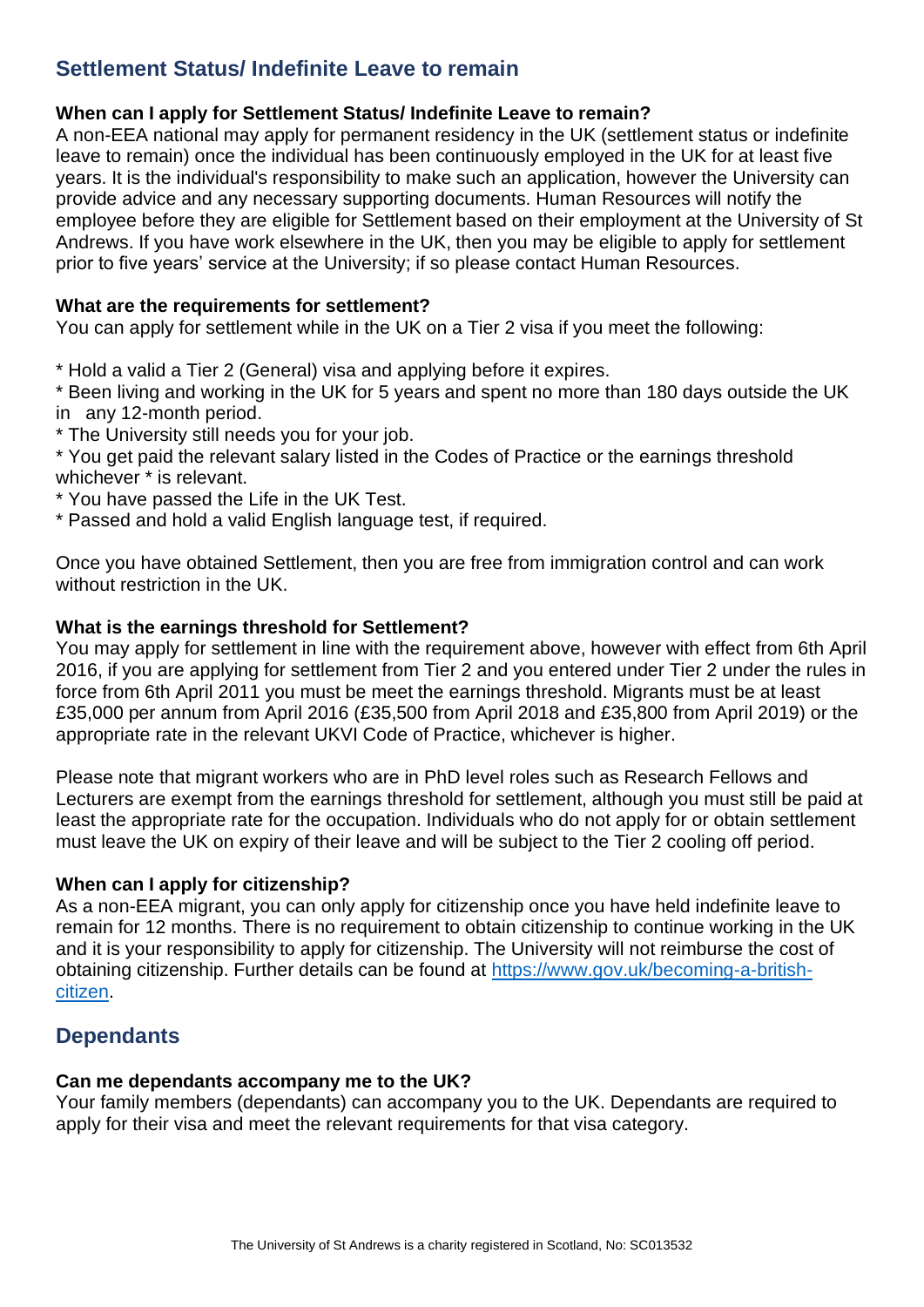## Settlement Status/ Indefinite Leave to remain

### When can I apply for Settlement Status/ Indefinite Leave to remain?

A non-EEA national may apply for permanent residency in the UK (settlement status or indefinite leave to remain) once the individual has been continuously employed in the UK for at least five years. It is the individual's responsibility to make such an application, however the University can provide advice and any necessary supporting documents. Human Resources will notify the employee before they are eligible for Settlement based on their employment at the University of St Andrews. If you have work elsewhere in the UK, then you may be eligible to apply for settlement prior to five years' service at the University; if so please contact Human Resources.

### What are the requirements for settlement?

You can apply for settlement while in the UK on a Tier 2 visa if you meet the following:

* Hold a valid a Tier 2 (General) visa and applying before it expires.
* Been living and working in the UK for 5 years and spent no more than 180 days outside the UK in any 12-month period.
* The University still needs you for your job.
* You get paid the relevant salary listed in the Codes of Practice or the earnings threshold whichever * is relevant.
* You have passed the Life in the UK Test.
* Passed and hold a valid English language test, if required.

Once you have obtained Settlement, then you are free from immigration control and can work without restriction in the UK.

### What is the earnings threshold for Settlement?

You may apply for settlement in line with the requirement above, however with effect from 6th April 2016, if you are applying for settlement from Tier 2 and you entered under Tier 2 under the rules in force from 6th April 2011 you must be meet the earnings threshold. Migrants must be at least £35,000 per annum from April 2016 (£35,500 from April 2018 and £35,800 from April 2019) or the appropriate rate in the relevant UKVI Code of Practice, whichever is higher.

Please note that migrant workers who are in PhD level roles such as Research Fellows and Lecturers are exempt from the earnings threshold for settlement, although you must still be paid at least the appropriate rate for the occupation. Individuals who do not apply for or obtain settlement must leave the UK on expiry of their leave and will be subject to the Tier 2 cooling off period.

### When can I apply for citizenship?

As a non-EEA migrant, you can only apply for citizenship once you have held indefinite leave to remain for 12 months. There is no requirement to obtain citizenship to continue working in the UK and it is your responsibility to apply for citizenship. The University will not reimburse the cost of obtaining citizenship. Further details can be found at [https://www.gov.uk/becoming-a-british-citizen](https://www.gov.uk/becoming-a-british-citizen).

## Dependants

### Can me dependants accompany me to the UK?

Your family members (dependants) can accompany you to the UK. Dependants are required to apply for their visa and meet the relevant requirements for that visa category.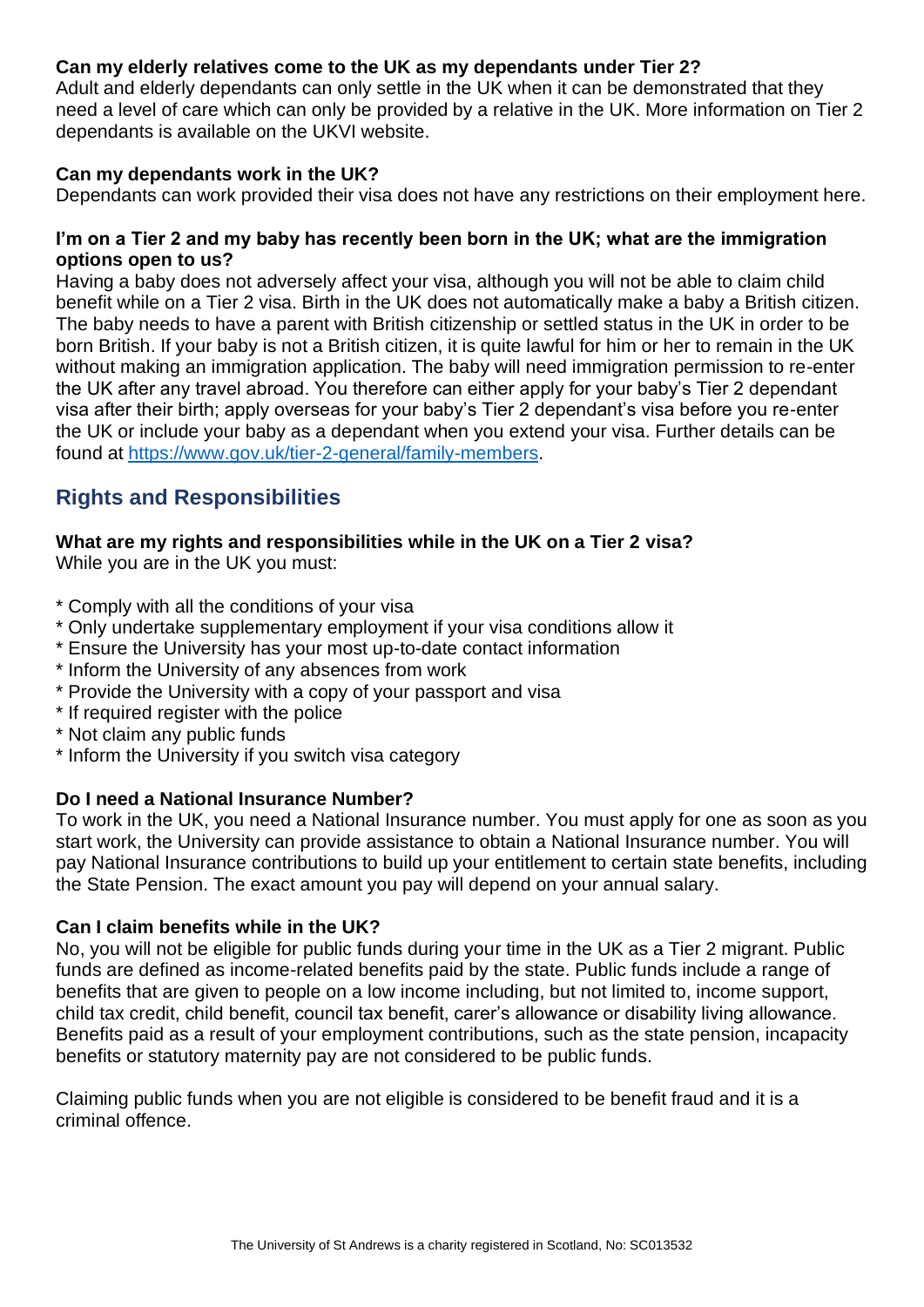**Can my elderly relatives come to the UK as my dependants under Tier 2?**
Adult and elderly dependants can only settle in the UK when it can be demonstrated that they need a level of care which can only be provided by a relative in the UK. More information on Tier 2 dependants is available on the UKVI website.

**Can my dependants work in the UK?**
Dependants can work provided their visa does not have any restrictions on their employment here.

**I'm on a Tier 2 and my baby has recently been born in the UK; what are the immigration options open to us?**
Having a baby does not adversely affect your visa, although you will not be able to claim child benefit while on a Tier 2 visa. Birth in the UK does not automatically make a baby a British citizen. The baby needs to have a parent with British citizenship or settled status in the UK in order to be born British. If your baby is not a British citizen, it is quite lawful for him or her to remain in the UK without making an immigration application. The baby will need immigration permission to re-enter the UK after any travel abroad. You therefore can either apply for your baby's Tier 2 dependant visa after their birth; apply overseas for your baby's Tier 2 dependant's visa before you re-enter the UK or include your baby as a dependant when you extend your visa. Further details can be found at [https://www.gov.uk/tier-2-general/family-members](https://www.gov.uk/tier-2-general/family-members).

## Rights and Responsibilities

**What are my rights and responsibilities while in the UK on a Tier 2 visa?**
While you are in the UK you must:

* Comply with all the conditions of your visa
* Only undertake supplementary employment if your visa conditions allow it
* Ensure the University has your most up-to-date contact information
* Inform the University of any absences from work
* Provide the University with a copy of your passport and visa
* If required register with the police
* Not claim any public funds
* Inform the University if you switch visa category

**Do I need a National Insurance Number?**
To work in the UK, you need a National Insurance number. You must apply for one as soon as you start work, the University can provide assistance to obtain a National Insurance number. You will pay National Insurance contributions to build up your entitlement to certain state benefits, including the State Pension. The exact amount you pay will depend on your annual salary.

**Can I claim benefits while in the UK?**
No, you will not be eligible for public funds during your time in the UK as a Tier 2 migrant. Public funds are defined as income-related benefits paid by the state. Public funds include a range of benefits that are given to people on a low income including, but not limited to, income support, child tax credit, child benefit, council tax benefit, carer's allowance or disability living allowance. Benefits paid as a result of your employment contributions, such as the state pension, incapacity benefits or statutory maternity pay are not considered to be public funds.

Claiming public funds when you are not eligible is considered to be benefit fraud and it is a criminal offence.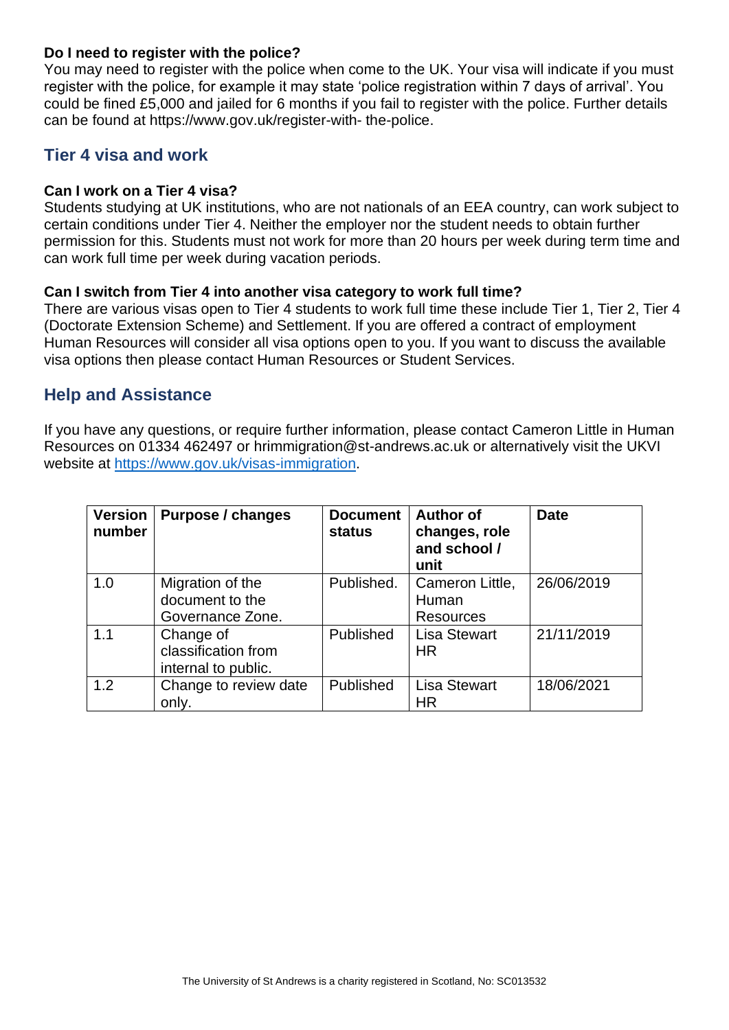**Do I need to register with the police?**
You may need to register with the police when come to the UK. Your visa will indicate if you must register with the police, for example it may state 'police registration within 7 days of arrival'. You could be fined £5,000 and jailed for 6 months if you fail to register with the police. Further details can be found at https://www.gov.uk/register-with- the-police.

## Tier 4 visa and work

**Can I work on a Tier 4 visa?**
Students studying at UK institutions, who are not nationals of an EEA country, can work subject to certain conditions under Tier 4. Neither the employer nor the student needs to obtain further permission for this. Students must not work for more than 20 hours per week during term time and can work full time per week during vacation periods.

**Can I switch from Tier 4 into another visa category to work full time?**
There are various visas open to Tier 4 students to work full time these include Tier 1, Tier 2, Tier 4 (Doctorate Extension Scheme) and Settlement. If you are offered a contract of employment Human Resources will consider all visa options open to you. If you want to discuss the available visa options then please contact Human Resources or Student Services.

## Help and Assistance

If you have any questions, or require further information, please contact Cameron Little in Human Resources on 01334 462497 or hrimmigration@st-andrews.ac.uk or alternatively visit the UKVI website at https://www.gov.uk/visas-immigration.

| Version number | Purpose / changes | Document status | Author of changes, role and school / unit | Date |
|---|---|---|---|---|
| 1.0 | Migration of the document to the Governance Zone. | Published. | Cameron Little, Human Resources | 26/06/2019 |
| 1.1 | Change of classification from internal to public. | Published | Lisa Stewart HR | 21/11/2019 |
| 1.2 | Change to review date only. | Published | Lisa Stewart HR | 18/06/2021 |

The University of St Andrews is a charity registered in Scotland, No: SC013532